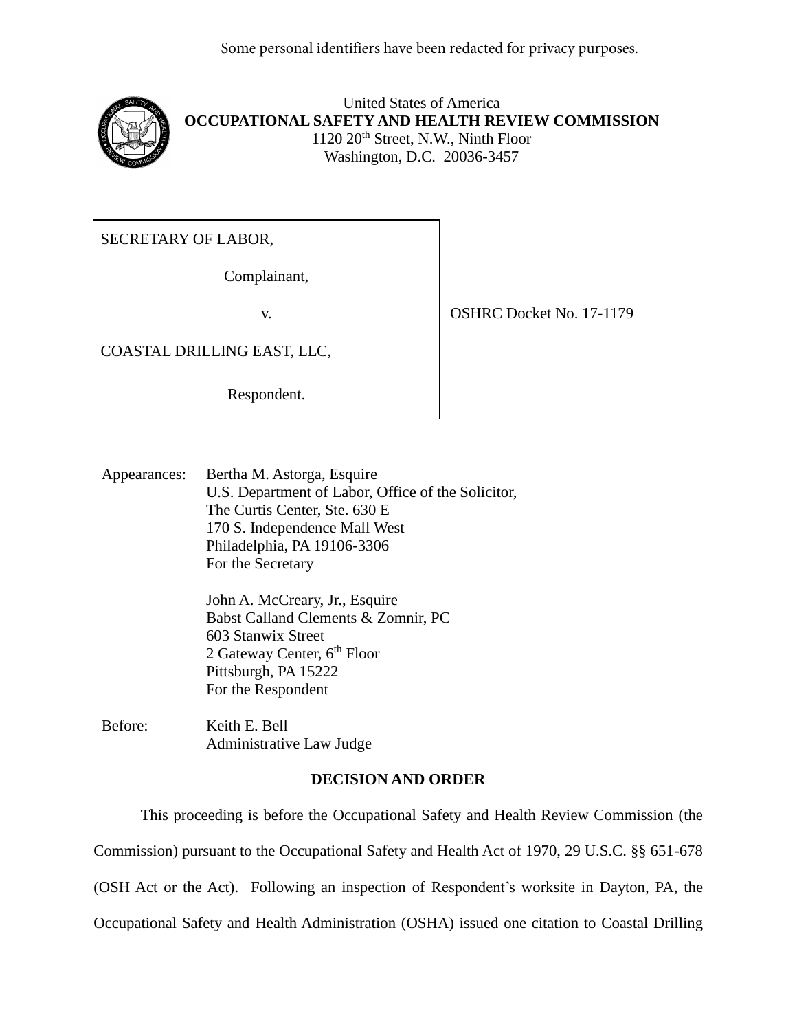Some personal identifiers have been redacted for privacy purposes.

United States of America
**OCCUPATIONAL SAFETY AND HEALTH REVIEW COMMISSION**
1120 20th Street, N.W., Ninth Floor
Washington, D.C. 20036-3457

| | |
|---|---|
| SECRETARY OF LABOR,<br><br>Complainant,<br><br>v.<br><br>COASTAL DRILLING EAST, LLC,<br><br>Respondent. | OSHRC Docket No. 17-1179 |

Appearances: Bertha M. Astorga, Esquire
U.S. Department of Labor, Office of the Solicitor,
The Curtis Center, Ste. 630 E
170 S. Independence Mall West
Philadelphia, PA 19106-3306
For the Secretary

John A. McCreary, Jr., Esquire
Babst Calland Clements & Zomnir, PC
603 Stanwix Street
2 Gateway Center, 6th Floor
Pittsburgh, PA 15222
For the Respondent

Before: Keith E. Bell
Administrative Law Judge

## DECISION AND ORDER

This proceeding is before the Occupational Safety and Health Review Commission (the Commission) pursuant to the Occupational Safety and Health Act of 1970, 29 U.S.C. §§ 651-678 (OSH Act or the Act). Following an inspection of Respondent's worksite in Dayton, PA, the Occupational Safety and Health Administration (OSHA) issued one citation to Coastal Drilling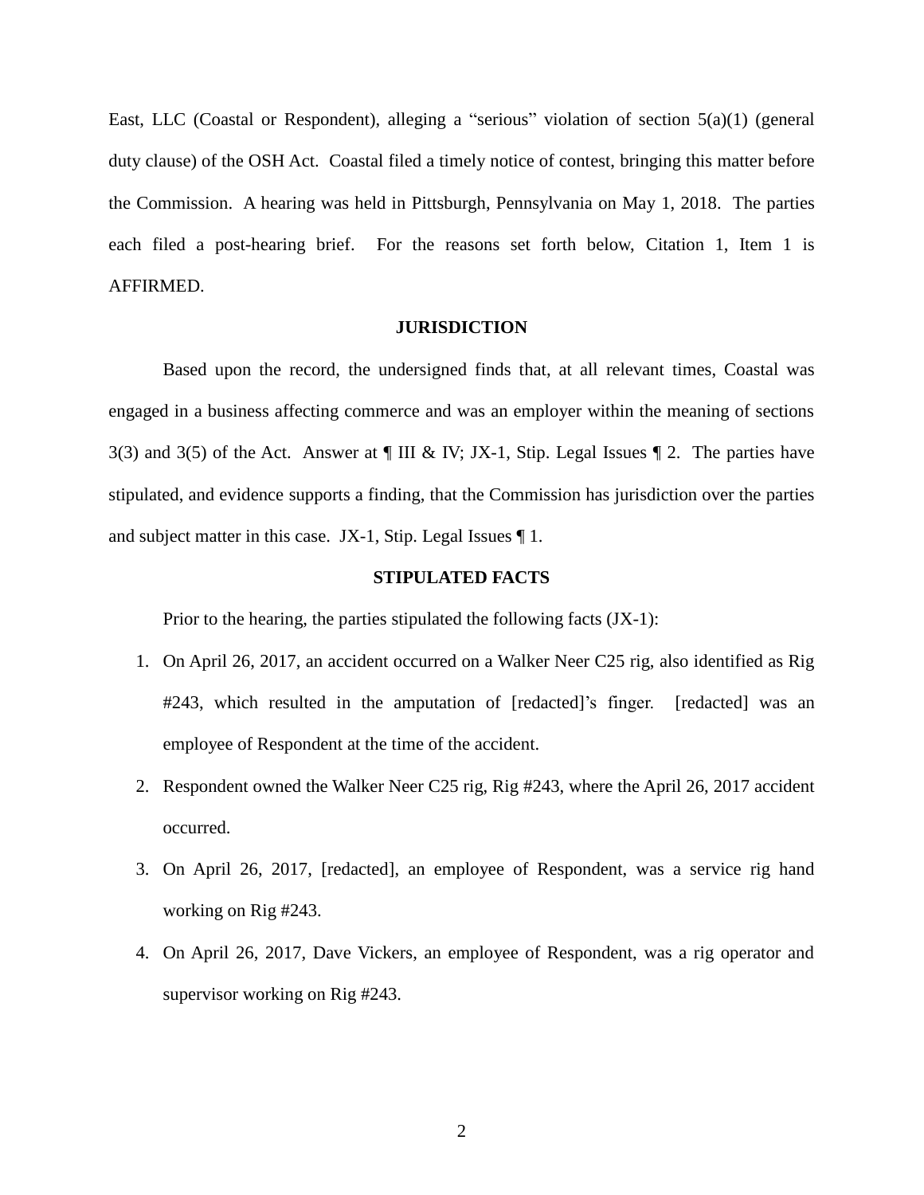East, LLC (Coastal or Respondent), alleging a "serious" violation of section 5(a)(1) (general duty clause) of the OSH Act. Coastal filed a timely notice of contest, bringing this matter before the Commission. A hearing was held in Pittsburgh, Pennsylvania on May 1, 2018. The parties each filed a post-hearing brief. For the reasons set forth below, Citation 1, Item 1 is AFFIRMED.

## JURISDICTION

Based upon the record, the undersigned finds that, at all relevant times, Coastal was engaged in a business affecting commerce and was an employer within the meaning of sections 3(3) and 3(5) of the Act. Answer at ¶ III & IV; JX-1, Stip. Legal Issues ¶ 2. The parties have stipulated, and evidence supports a finding, that the Commission has jurisdiction over the parties and subject matter in this case. JX-1, Stip. Legal Issues ¶ 1.

## STIPULATED FACTS

Prior to the hearing, the parties stipulated the following facts (JX-1):

1. On April 26, 2017, an accident occurred on a Walker Neer C25 rig, also identified as Rig #243, which resulted in the amputation of [redacted]'s finger. [redacted] was an employee of Respondent at the time of the accident.
2. Respondent owned the Walker Neer C25 rig, Rig #243, where the April 26, 2017 accident occurred.
3. On April 26, 2017, [redacted], an employee of Respondent, was a service rig hand working on Rig #243.
4. On April 26, 2017, Dave Vickers, an employee of Respondent, was a rig operator and supervisor working on Rig #243.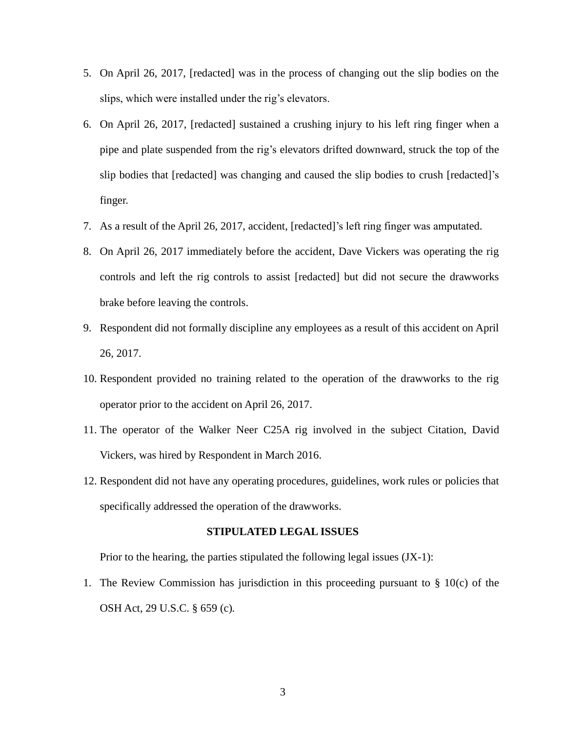5. On April 26, 2017, [redacted] was in the process of changing out the slip bodies on the slips, which were installed under the rig's elevators.
6. On April 26, 2017, [redacted] sustained a crushing injury to his left ring finger when a pipe and plate suspended from the rig's elevators drifted downward, struck the top of the slip bodies that [redacted] was changing and caused the slip bodies to crush [redacted]'s finger.
7. As a result of the April 26, 2017, accident, [redacted]'s left ring finger was amputated.
8. On April 26, 2017 immediately before the accident, Dave Vickers was operating the rig controls and left the rig controls to assist [redacted] but did not secure the drawworks brake before leaving the controls.
9. Respondent did not formally discipline any employees as a result of this accident on April 26, 2017.
10. Respondent provided no training related to the operation of the drawworks to the rig operator prior to the accident on April 26, 2017.
11. The operator of the Walker Neer C25A rig involved in the subject Citation, David Vickers, was hired by Respondent in March 2016.
12. Respondent did not have any operating procedures, guidelines, work rules or policies that specifically addressed the operation of the drawworks.

**STIPULATED LEGAL ISSUES**

Prior to the hearing, the parties stipulated the following legal issues (JX-1):

1. The Review Commission has jurisdiction in this proceeding pursuant to § 10(c) of the OSH Act, 29 U.S.C. § 659 (c).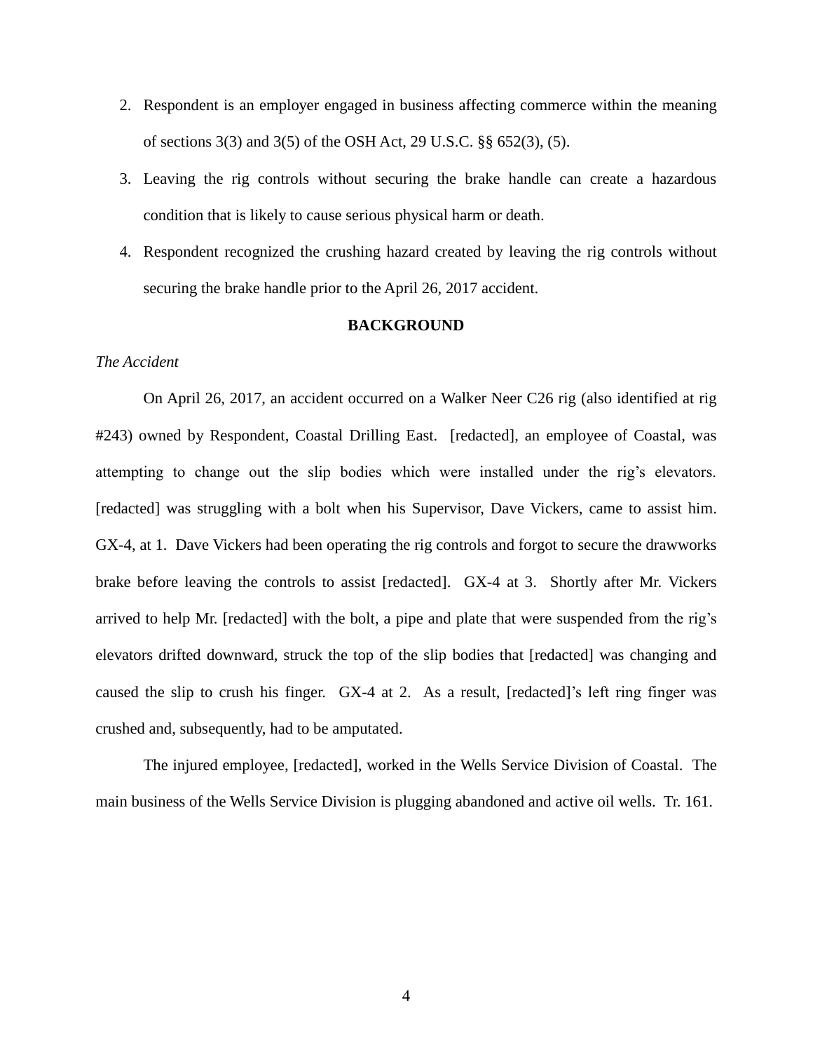2. Respondent is an employer engaged in business affecting commerce within the meaning of sections 3(3) and 3(5) of the OSH Act, 29 U.S.C. §§ 652(3), (5).
3. Leaving the rig controls without securing the brake handle can create a hazardous condition that is likely to cause serious physical harm or death.
4. Respondent recognized the crushing hazard created by leaving the rig controls without securing the brake handle prior to the April 26, 2017 accident.

## BACKGROUND

*The Accident*

On April 26, 2017, an accident occurred on a Walker Neer C26 rig (also identified at rig #243) owned by Respondent, Coastal Drilling East. [redacted], an employee of Coastal, was attempting to change out the slip bodies which were installed under the rig's elevators. [redacted] was struggling with a bolt when his Supervisor, Dave Vickers, came to assist him. GX-4, at 1. Dave Vickers had been operating the rig controls and forgot to secure the drawworks brake before leaving the controls to assist [redacted]. GX-4 at 3. Shortly after Mr. Vickers arrived to help Mr. [redacted] with the bolt, a pipe and plate that were suspended from the rig's elevators drifted downward, struck the top of the slip bodies that [redacted] was changing and caused the slip to crush his finger. GX-4 at 2. As a result, [redacted]'s left ring finger was crushed and, subsequently, had to be amputated.

The injured employee, [redacted], worked in the Wells Service Division of Coastal. The main business of the Wells Service Division is plugging abandoned and active oil wells. Tr. 161.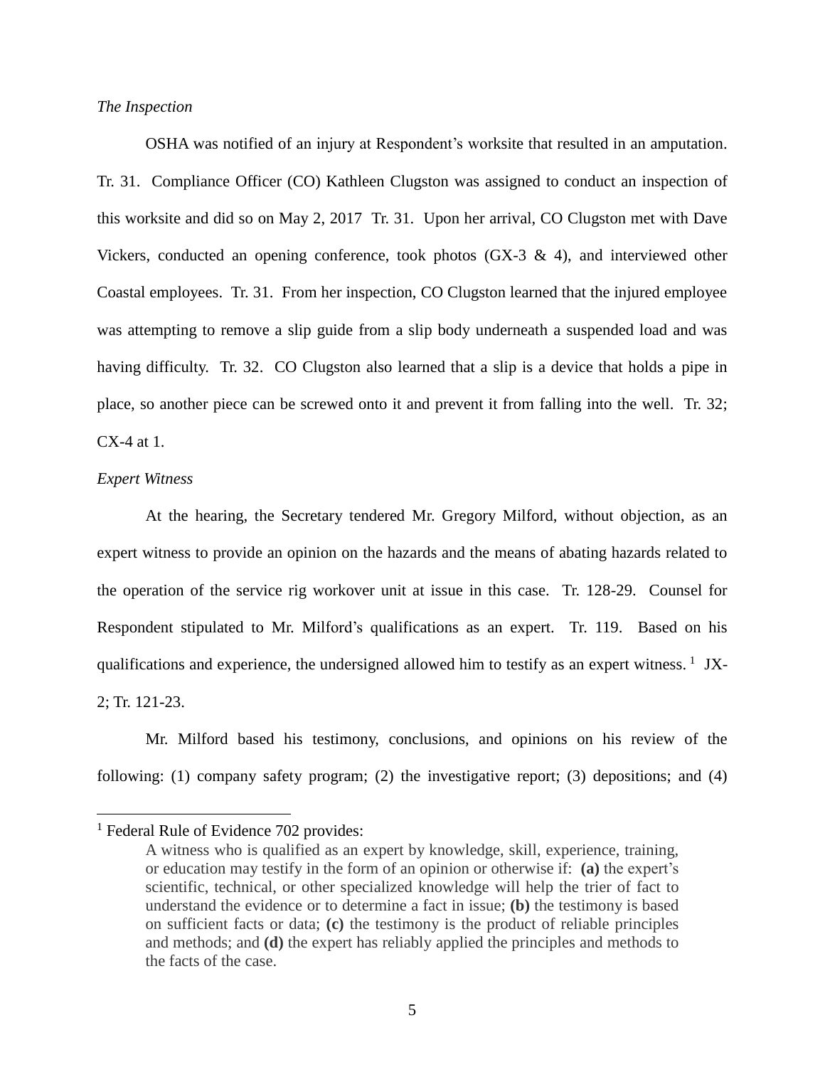*The Inspection*

OSHA was notified of an injury at Respondent's worksite that resulted in an amputation. Tr. 31. Compliance Officer (CO) Kathleen Clugston was assigned to conduct an inspection of this worksite and did so on May 2, 2017 Tr. 31. Upon her arrival, CO Clugston met with Dave Vickers, conducted an opening conference, took photos (GX-3 & 4), and interviewed other Coastal employees. Tr. 31. From her inspection, CO Clugston learned that the injured employee was attempting to remove a slip guide from a slip body underneath a suspended load and was having difficulty. Tr. 32. CO Clugston also learned that a slip is a device that holds a pipe in place, so another piece can be screwed onto it and prevent it from falling into the well. Tr. 32; CX-4 at 1.

*Expert Witness*

At the hearing, the Secretary tendered Mr. Gregory Milford, without objection, as an expert witness to provide an opinion on the hazards and the means of abating hazards related to the operation of the service rig workover unit at issue in this case. Tr. 128-29. Counsel for Respondent stipulated to Mr. Milford's qualifications as an expert. Tr. 119. Based on his qualifications and experience, the undersigned allowed him to testify as an expert witness. [1] JX-2; Tr. 121-23.

Mr. Milford based his testimony, conclusions, and opinions on his review of the following: (1) company safety program; (2) the investigative report; (3) depositions; and (4)

---

[1] Federal Rule of Evidence 702 provides:

> A witness who is qualified as an expert by knowledge, skill, experience, training, or education may testify in the form of an opinion or otherwise if: **(a)** the expert's scientific, technical, or other specialized knowledge will help the trier of fact to understand the evidence or to determine a fact in issue; **(b)** the testimony is based on sufficient facts or data; **(c)** the testimony is the product of reliable principles and methods; and **(d)** the expert has reliably applied the principles and methods to the facts of the case.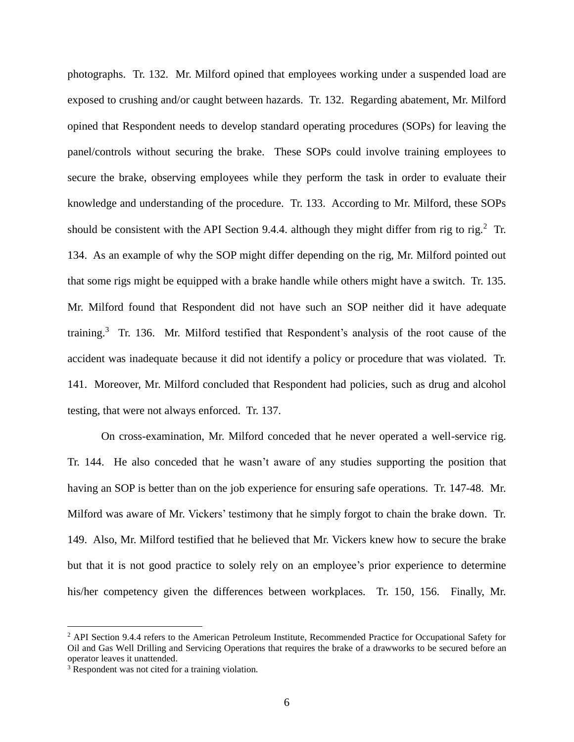photographs. Tr. 132. Mr. Milford opined that employees working under a suspended load are exposed to crushing and/or caught between hazards. Tr. 132. Regarding abatement, Mr. Milford opined that Respondent needs to develop standard operating procedures (SOPs) for leaving the panel/controls without securing the brake. These SOPs could involve training employees to secure the brake, observing employees while they perform the task in order to evaluate their knowledge and understanding of the procedure. Tr. 133. According to Mr. Milford, these SOPs should be consistent with the API Section 9.4.4. although they might differ from rig to rig.[2] Tr. 134. As an example of why the SOP might differ depending on the rig, Mr. Milford pointed out that some rigs might be equipped with a brake handle while others might have a switch. Tr. 135. Mr. Milford found that Respondent did not have such an SOP neither did it have adequate training.[3] Tr. 136. Mr. Milford testified that Respondent's analysis of the root cause of the accident was inadequate because it did not identify a policy or procedure that was violated. Tr. 141. Moreover, Mr. Milford concluded that Respondent had policies, such as drug and alcohol testing, that were not always enforced. Tr. 137.

On cross-examination, Mr. Milford conceded that he never operated a well-service rig. Tr. 144. He also conceded that he wasn't aware of any studies supporting the position that having an SOP is better than on the job experience for ensuring safe operations. Tr. 147-48. Mr. Milford was aware of Mr. Vickers' testimony that he simply forgot to chain the brake down. Tr. 149. Also, Mr. Milford testified that he believed that Mr. Vickers knew how to secure the brake but that it is not good practice to solely rely on an employee's prior experience to determine his/her competency given the differences between workplaces. Tr. 150, 156. Finally, Mr.

---

[2] API Section 9.4.4 refers to the American Petroleum Institute, Recommended Practice for Occupational Safety for Oil and Gas Well Drilling and Servicing Operations that requires the brake of a drawworks to be secured before an operator leaves it unattended.

[3] Respondent was not cited for a training violation.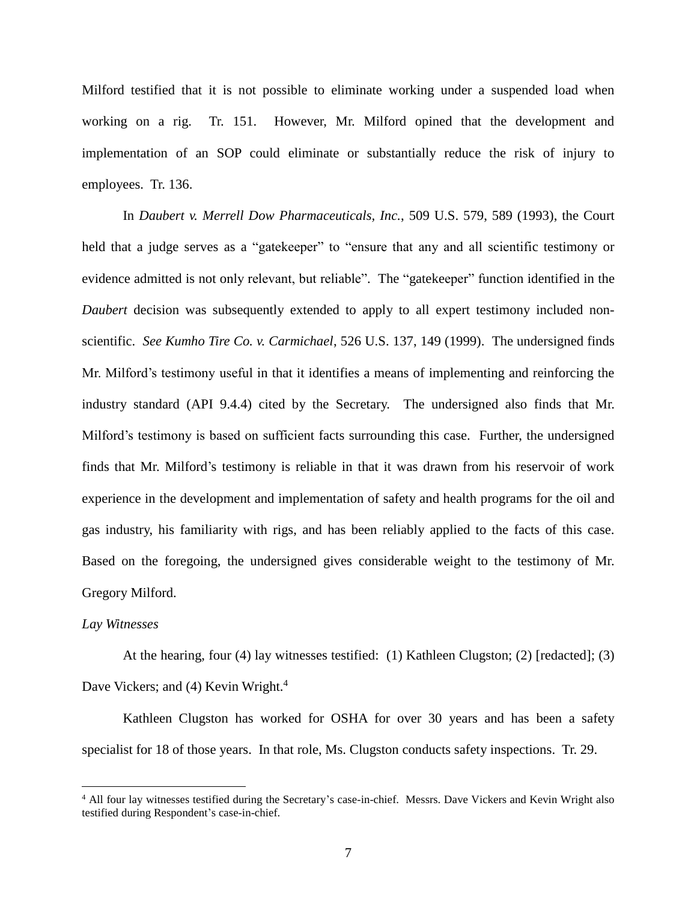Milford testified that it is not possible to eliminate working under a suspended load when working on a rig. Tr. 151. However, Mr. Milford opined that the development and implementation of an SOP could eliminate or substantially reduce the risk of injury to employees. Tr. 136.

In *Daubert v. Merrell Dow Pharmaceuticals, Inc.*, 509 U.S. 579, 589 (1993), the Court held that a judge serves as a "gatekeeper" to "ensure that any and all scientific testimony or evidence admitted is not only relevant, but reliable". The "gatekeeper" function identified in the *Daubert* decision was subsequently extended to apply to all expert testimony included non-scientific. *See Kumho Tire Co. v. Carmichael*, 526 U.S. 137, 149 (1999). The undersigned finds Mr. Milford's testimony useful in that it identifies a means of implementing and reinforcing the industry standard (API 9.4.4) cited by the Secretary. The undersigned also finds that Mr. Milford's testimony is based on sufficient facts surrounding this case. Further, the undersigned finds that Mr. Milford's testimony is reliable in that it was drawn from his reservoir of work experience in the development and implementation of safety and health programs for the oil and gas industry, his familiarity with rigs, and has been reliably applied to the facts of this case. Based on the foregoing, the undersigned gives considerable weight to the testimony of Mr. Gregory Milford.

*Lay Witnesses*

At the hearing, four (4) lay witnesses testified: (1) Kathleen Clugston; (2) [redacted]; (3) Dave Vickers; and (4) Kevin Wright.[4]

Kathleen Clugston has worked for OSHA for over 30 years and has been a safety specialist for 18 of those years. In that role, Ms. Clugston conducts safety inspections. Tr. 29.

---

[4] All four lay witnesses testified during the Secretary's case-in-chief. Messrs. Dave Vickers and Kevin Wright also testified during Respondent's case-in-chief.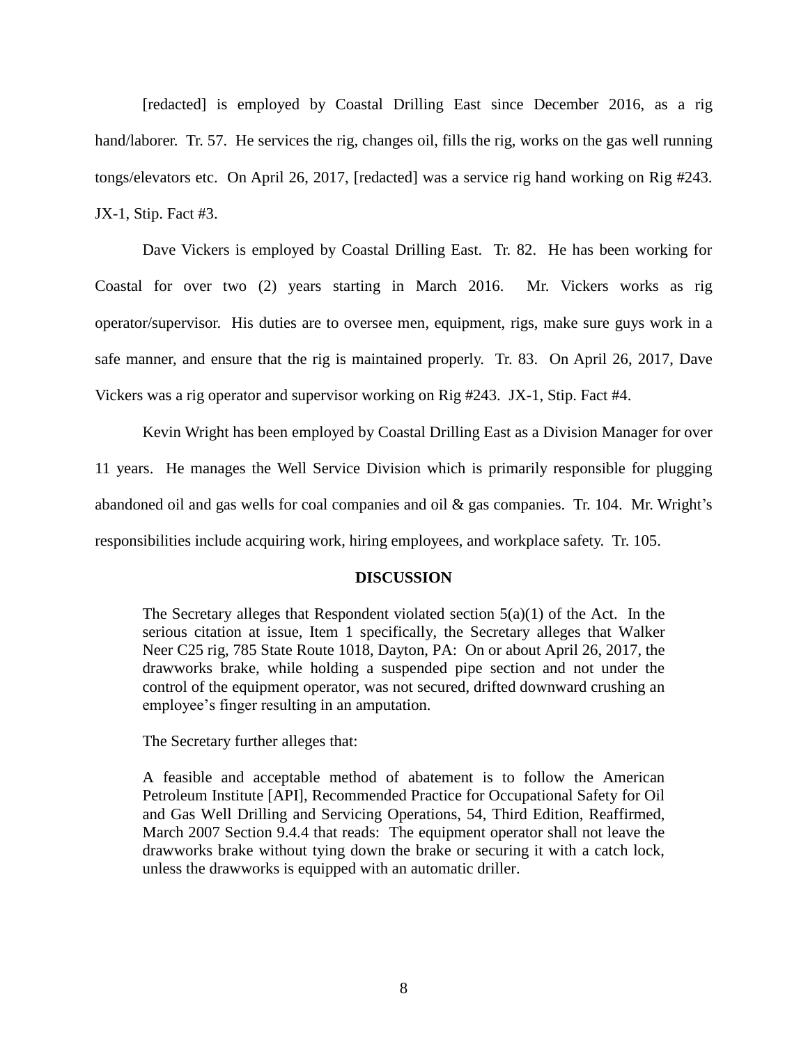[redacted] is employed by Coastal Drilling East since December 2016, as a rig hand/laborer. Tr. 57. He services the rig, changes oil, fills the rig, works on the gas well running tongs/elevators etc. On April 26, 2017, [redacted] was a service rig hand working on Rig #243. JX-1, Stip. Fact #3.

Dave Vickers is employed by Coastal Drilling East. Tr. 82. He has been working for Coastal for over two (2) years starting in March 2016. Mr. Vickers works as rig operator/supervisor. His duties are to oversee men, equipment, rigs, make sure guys work in a safe manner, and ensure that the rig is maintained properly. Tr. 83. On April 26, 2017, Dave Vickers was a rig operator and supervisor working on Rig #243. JX-1, Stip. Fact #4.

Kevin Wright has been employed by Coastal Drilling East as a Division Manager for over 11 years. He manages the Well Service Division which is primarily responsible for plugging abandoned oil and gas wells for coal companies and oil & gas companies. Tr. 104. Mr. Wright's responsibilities include acquiring work, hiring employees, and workplace safety. Tr. 105.

## DISCUSSION

> The Secretary alleges that Respondent violated section 5(a)(1) of the Act. In the serious citation at issue, Item 1 specifically, the Secretary alleges that Walker Neer C25 rig, 785 State Route 1018, Dayton, PA: On or about April 26, 2017, the drawworks brake, while holding a suspended pipe section and not under the control of the equipment operator, was not secured, drifted downward crushing an employee's finger resulting in an amputation.
>
> The Secretary further alleges that:
>
> A feasible and acceptable method of abatement is to follow the American Petroleum Institute [API], Recommended Practice for Occupational Safety for Oil and Gas Well Drilling and Servicing Operations, 54, Third Edition, Reaffirmed, March 2007 Section 9.4.4 that reads: The equipment operator shall not leave the drawworks brake without tying down the brake or securing it with a catch lock, unless the drawworks is equipped with an automatic driller.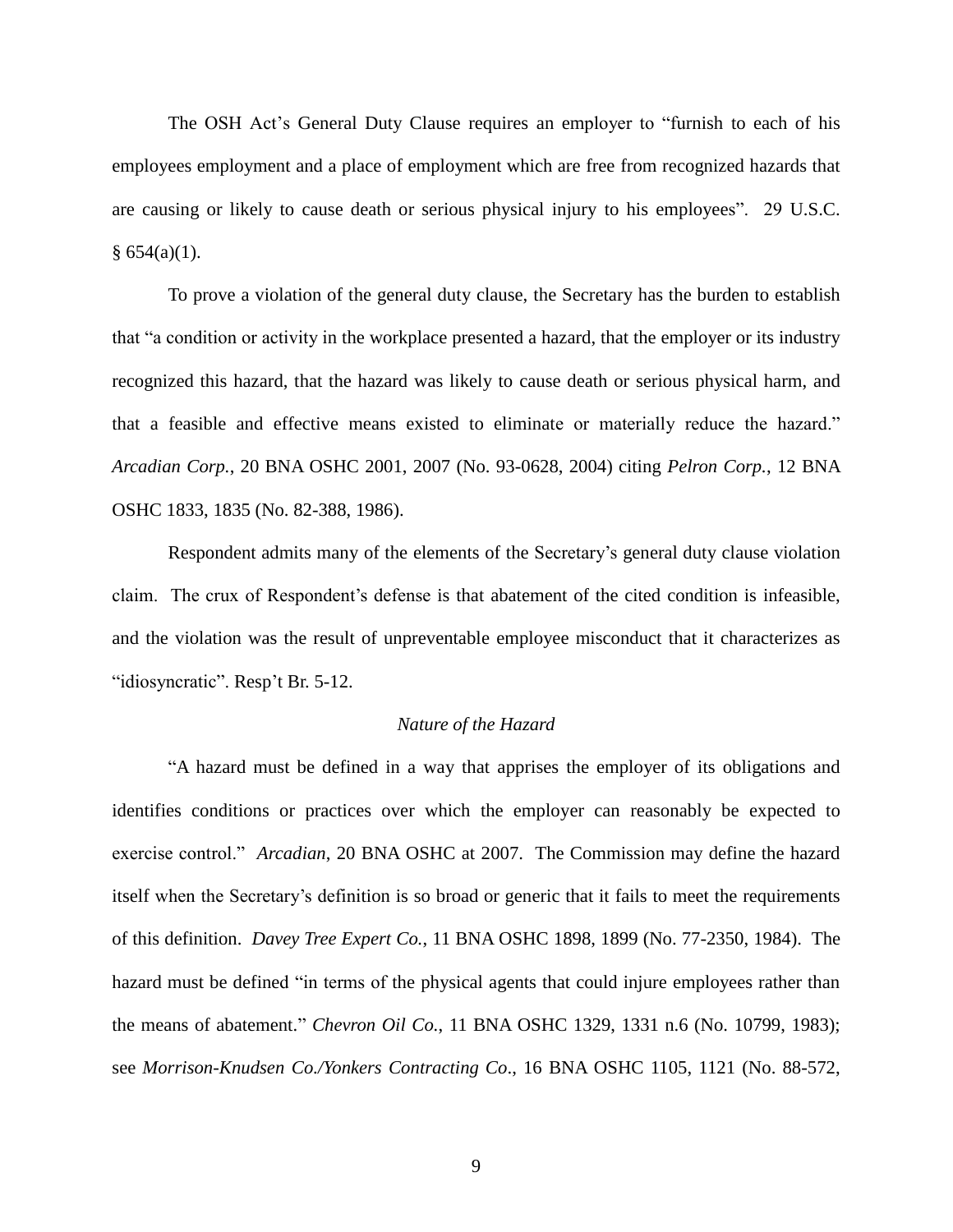The OSH Act's General Duty Clause requires an employer to "furnish to each of his employees employment and a place of employment which are free from recognized hazards that are causing or likely to cause death or serious physical injury to his employees". 29 U.S.C. § 654(a)(1).

To prove a violation of the general duty clause, the Secretary has the burden to establish that "a condition or activity in the workplace presented a hazard, that the employer or its industry recognized this hazard, that the hazard was likely to cause death or serious physical harm, and that a feasible and effective means existed to eliminate or materially reduce the hazard." *Arcadian Corp.*, 20 BNA OSHC 2001, 2007 (No. 93-0628, 2004) citing *Pelron Corp.*, 12 BNA OSHC 1833, 1835 (No. 82-388, 1986).

Respondent admits many of the elements of the Secretary's general duty clause violation claim. The crux of Respondent's defense is that abatement of the cited condition is infeasible, and the violation was the result of unpreventable employee misconduct that it characterizes as "idiosyncratic". Resp't Br. 5-12.

*Nature of the Hazard*

"A hazard must be defined in a way that apprises the employer of its obligations and identifies conditions or practices over which the employer can reasonably be expected to exercise control." *Arcadian*, 20 BNA OSHC at 2007. The Commission may define the hazard itself when the Secretary's definition is so broad or generic that it fails to meet the requirements of this definition. *Davey Tree Expert Co.*, 11 BNA OSHC 1898, 1899 (No. 77-2350, 1984). The hazard must be defined "in terms of the physical agents that could injure employees rather than the means of abatement." *Chevron Oil Co.*, 11 BNA OSHC 1329, 1331 n.6 (No. 10799, 1983); see *Morrison-Knudsen Co./Yonkers Contracting Co*., 16 BNA OSHC 1105, 1121 (No. 88-572,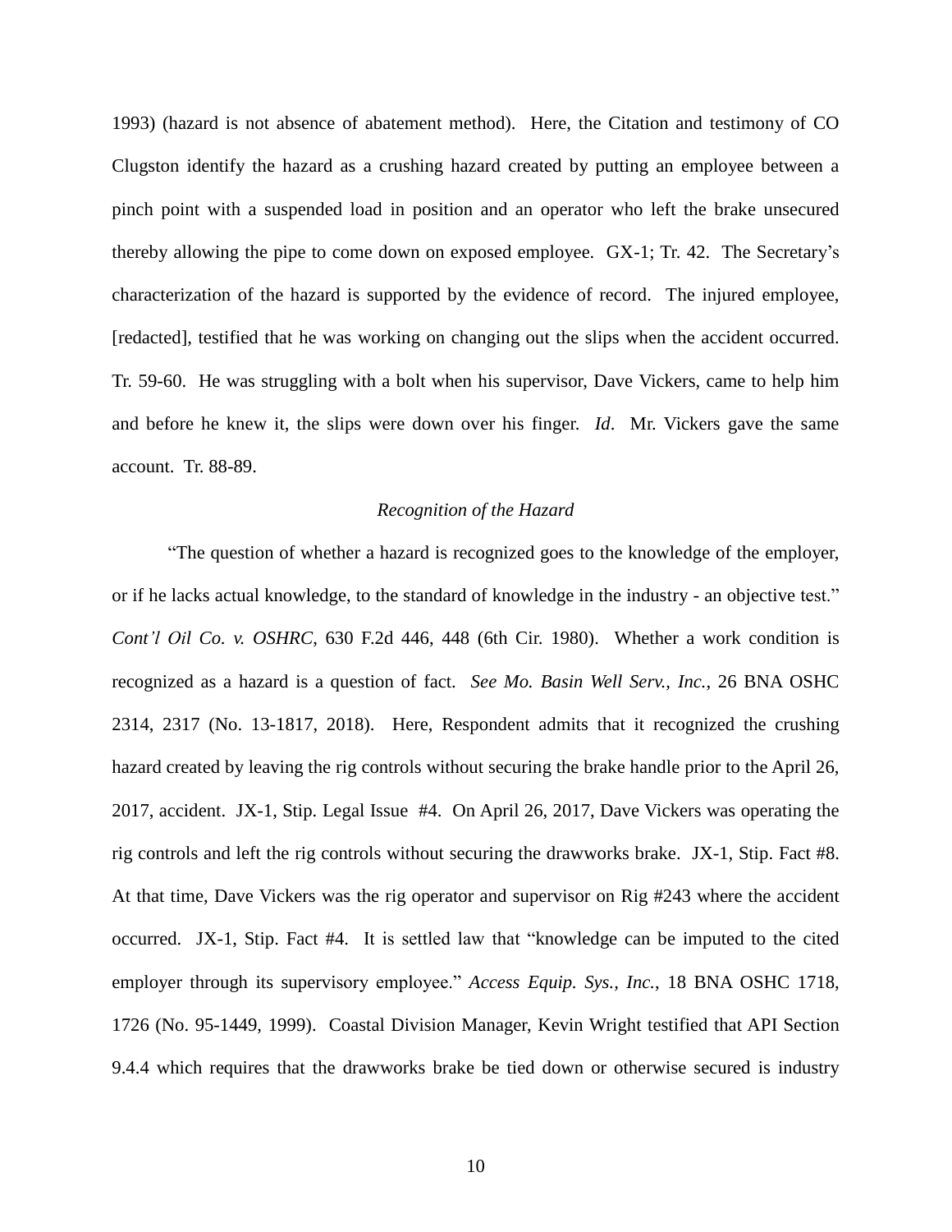1993) (hazard is not absence of abatement method). Here, the Citation and testimony of CO Clugston identify the hazard as a crushing hazard created by putting an employee between a pinch point with a suspended load in position and an operator who left the brake unsecured thereby allowing the pipe to come down on exposed employee. GX-1; Tr. 42. The Secretary's characterization of the hazard is supported by the evidence of record. The injured employee, [redacted], testified that he was working on changing out the slips when the accident occurred. Tr. 59-60. He was struggling with a bolt when his supervisor, Dave Vickers, came to help him and before he knew it, the slips were down over his finger. *Id*. Mr. Vickers gave the same account. Tr. 88-89.

*Recognition of the Hazard*

"The question of whether a hazard is recognized goes to the knowledge of the employer, or if he lacks actual knowledge, to the standard of knowledge in the industry - an objective test." *Cont'l Oil Co. v. OSHRC*, 630 F.2d 446, 448 (6th Cir. 1980). Whether a work condition is recognized as a hazard is a question of fact. *See Mo. Basin Well Serv., Inc.*, 26 BNA OSHC 2314, 2317 (No. 13-1817, 2018). Here, Respondent admits that it recognized the crushing hazard created by leaving the rig controls without securing the brake handle prior to the April 26, 2017, accident. JX-1, Stip. Legal Issue #4. On April 26, 2017, Dave Vickers was operating the rig controls and left the rig controls without securing the drawworks brake. JX-1, Stip. Fact #8. At that time, Dave Vickers was the rig operator and supervisor on Rig #243 where the accident occurred. JX-1, Stip. Fact #4. It is settled law that "knowledge can be imputed to the cited employer through its supervisory employee." *Access Equip. Sys., Inc.*, 18 BNA OSHC 1718, 1726 (No. 95-1449, 1999). Coastal Division Manager, Kevin Wright testified that API Section 9.4.4 which requires that the drawworks brake be tied down or otherwise secured is industry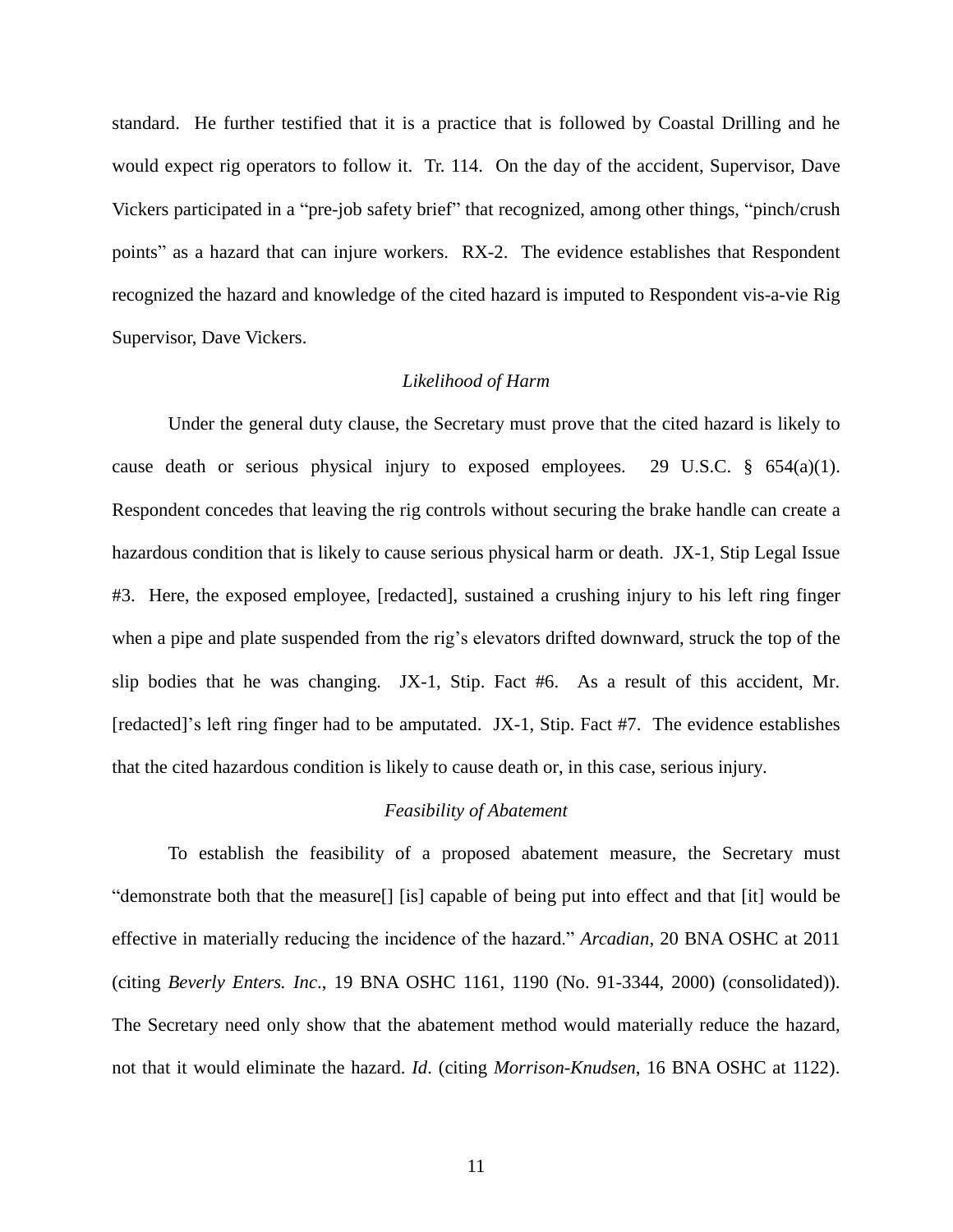standard. He further testified that it is a practice that is followed by Coastal Drilling and he would expect rig operators to follow it. Tr. 114. On the day of the accident, Supervisor, Dave Vickers participated in a "pre-job safety brief" that recognized, among other things, "pinch/crush points" as a hazard that can injure workers. RX-2. The evidence establishes that Respondent recognized the hazard and knowledge of the cited hazard is imputed to Respondent vis-a-vie Rig Supervisor, Dave Vickers.

*Likelihood of Harm*

Under the general duty clause, the Secretary must prove that the cited hazard is likely to cause death or serious physical injury to exposed employees. 29 U.S.C. § 654(a)(1). Respondent concedes that leaving the rig controls without securing the brake handle can create a hazardous condition that is likely to cause serious physical harm or death. JX-1, Stip Legal Issue #3. Here, the exposed employee, [redacted], sustained a crushing injury to his left ring finger when a pipe and plate suspended from the rig's elevators drifted downward, struck the top of the slip bodies that he was changing. JX-1, Stip. Fact #6. As a result of this accident, Mr. [redacted]'s left ring finger had to be amputated. JX-1, Stip. Fact #7. The evidence establishes that the cited hazardous condition is likely to cause death or, in this case, serious injury.

*Feasibility of Abatement*

To establish the feasibility of a proposed abatement measure, the Secretary must "demonstrate both that the measure[] [is] capable of being put into effect and that [it] would be effective in materially reducing the incidence of the hazard." *Arcadian*, 20 BNA OSHC at 2011 (citing *Beverly Enters. Inc*., 19 BNA OSHC 1161, 1190 (No. 91-3344, 2000) (consolidated)). The Secretary need only show that the abatement method would materially reduce the hazard, not that it would eliminate the hazard. *Id*. (citing *Morrison-Knudsen*, 16 BNA OSHC at 1122).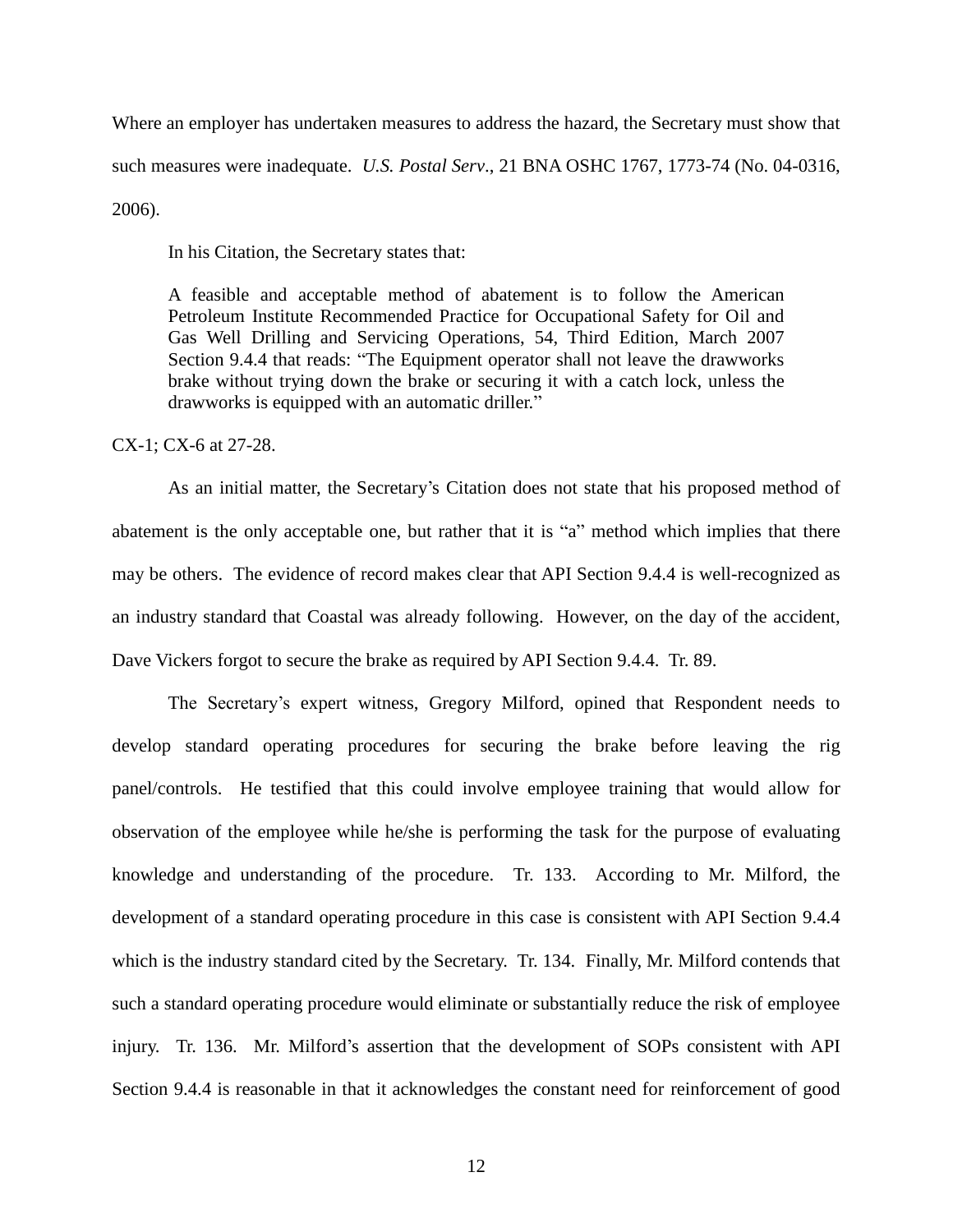Where an employer has undertaken measures to address the hazard, the Secretary must show that such measures were inadequate. *U.S. Postal Serv.*, 21 BNA OSHC 1767, 1773-74 (No. 04-0316, 2006).

In his Citation, the Secretary states that:

> A feasible and acceptable method of abatement is to follow the American Petroleum Institute Recommended Practice for Occupational Safety for Oil and Gas Well Drilling and Servicing Operations, 54, Third Edition, March 2007 Section 9.4.4 that reads: "The Equipment operator shall not leave the drawworks brake without trying down the brake or securing it with a catch lock, unless the drawworks is equipped with an automatic driller."

CX-1; CX-6 at 27-28.

As an initial matter, the Secretary's Citation does not state that his proposed method of abatement is the only acceptable one, but rather that it is "a" method which implies that there may be others. The evidence of record makes clear that API Section 9.4.4 is well-recognized as an industry standard that Coastal was already following. However, on the day of the accident, Dave Vickers forgot to secure the brake as required by API Section 9.4.4. Tr. 89.

The Secretary's expert witness, Gregory Milford, opined that Respondent needs to develop standard operating procedures for securing the brake before leaving the rig panel/controls. He testified that this could involve employee training that would allow for observation of the employee while he/she is performing the task for the purpose of evaluating knowledge and understanding of the procedure. Tr. 133. According to Mr. Milford, the development of a standard operating procedure in this case is consistent with API Section 9.4.4 which is the industry standard cited by the Secretary. Tr. 134. Finally, Mr. Milford contends that such a standard operating procedure would eliminate or substantially reduce the risk of employee injury. Tr. 136. Mr. Milford's assertion that the development of SOPs consistent with API Section 9.4.4 is reasonable in that it acknowledges the constant need for reinforcement of good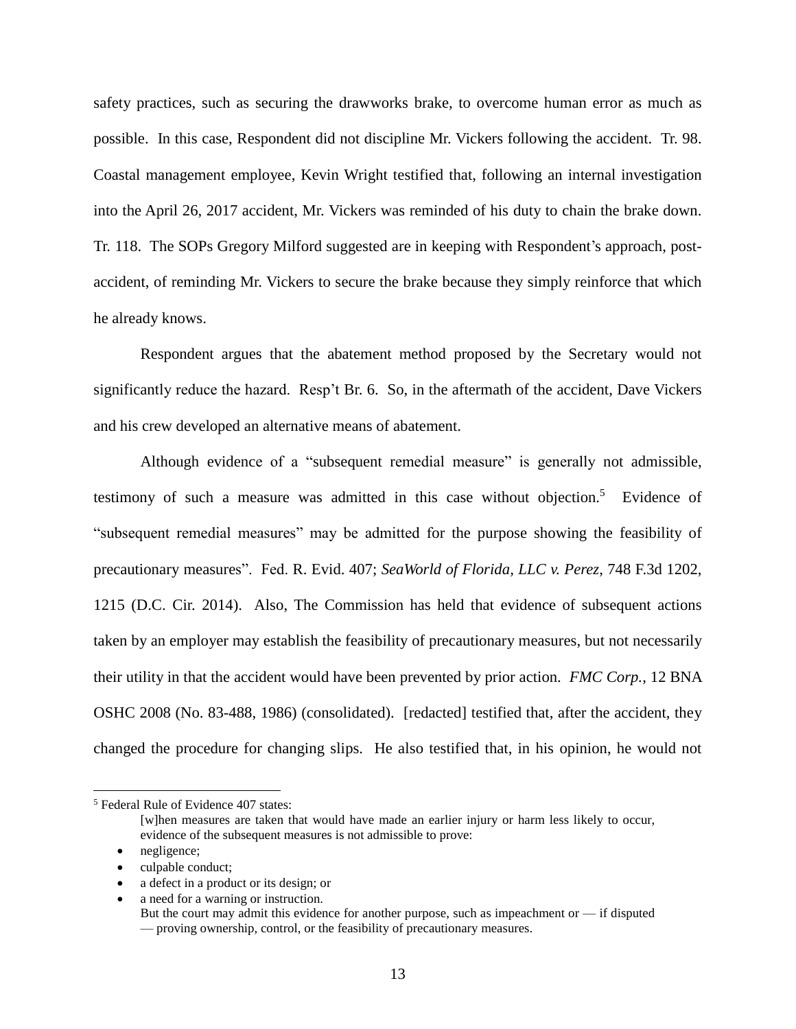safety practices, such as securing the drawworks brake, to overcome human error as much as possible. In this case, Respondent did not discipline Mr. Vickers following the accident. Tr. 98. Coastal management employee, Kevin Wright testified that, following an internal investigation into the April 26, 2017 accident, Mr. Vickers was reminded of his duty to chain the brake down. Tr. 118. The SOPs Gregory Milford suggested are in keeping with Respondent's approach, post-accident, of reminding Mr. Vickers to secure the brake because they simply reinforce that which he already knows.

Respondent argues that the abatement method proposed by the Secretary would not significantly reduce the hazard. Resp't Br. 6. So, in the aftermath of the accident, Dave Vickers and his crew developed an alternative means of abatement.

Although evidence of a "subsequent remedial measure" is generally not admissible, testimony of such a measure was admitted in this case without objection.[5] Evidence of "subsequent remedial measures" may be admitted for the purpose showing the feasibility of precautionary measures". Fed. R. Evid. 407; *SeaWorld of Florida, LLC v. Perez*, 748 F.3d 1202, 1215 (D.C. Cir. 2014). Also, The Commission has held that evidence of subsequent actions taken by an employer may establish the feasibility of precautionary measures, but not necessarily their utility in that the accident would have been prevented by prior action. *FMC Corp.*, 12 BNA OSHC 2008 (No. 83-488, 1986) (consolidated). [redacted] testified that, after the accident, they changed the procedure for changing slips. He also testified that, in his opinion, he would not

---

[5] Federal Rule of Evidence 407 states:

> [w]hen measures are taken that would have made an earlier injury or harm less likely to occur, evidence of the subsequent measures is not admissible to prove:
>
> - negligence;
> - culpable conduct;
> - a defect in a product or its design; or
> - a need for a warning or instruction.
>
> But the court may admit this evidence for another purpose, such as impeachment or — if disputed — proving ownership, control, or the feasibility of precautionary measures.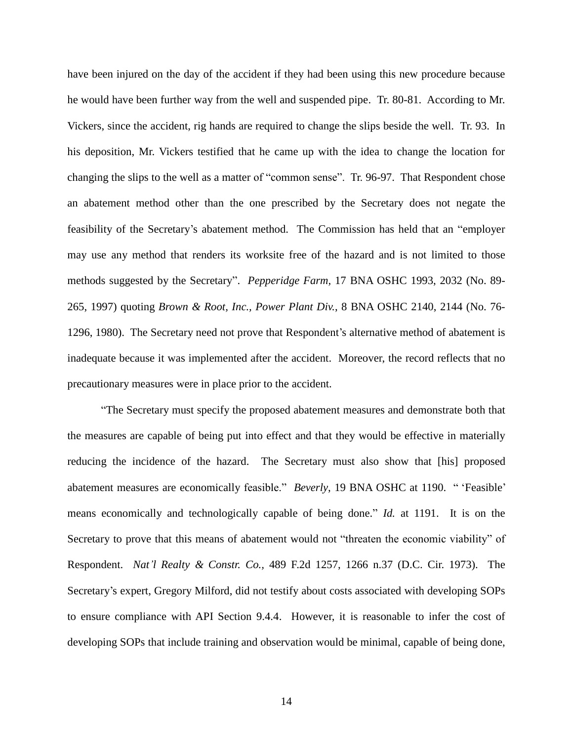have been injured on the day of the accident if they had been using this new procedure because he would have been further way from the well and suspended pipe. Tr. 80-81. According to Mr. Vickers, since the accident, rig hands are required to change the slips beside the well. Tr. 93. In his deposition, Mr. Vickers testified that he came up with the idea to change the location for changing the slips to the well as a matter of "common sense". Tr. 96-97. That Respondent chose an abatement method other than the one prescribed by the Secretary does not negate the feasibility of the Secretary's abatement method. The Commission has held that an "employer may use any method that renders its worksite free of the hazard and is not limited to those methods suggested by the Secretary". *Pepperidge Farm*, 17 BNA OSHC 1993, 2032 (No. 89-265, 1997) quoting *Brown & Root, Inc., Power Plant Div.*, 8 BNA OSHC 2140, 2144 (No. 76-1296, 1980). The Secretary need not prove that Respondent's alternative method of abatement is inadequate because it was implemented after the accident. Moreover, the record reflects that no precautionary measures were in place prior to the accident.

"The Secretary must specify the proposed abatement measures and demonstrate both that the measures are capable of being put into effect and that they would be effective in materially reducing the incidence of the hazard. The Secretary must also show that [his] proposed abatement measures are economically feasible." *Beverly*, 19 BNA OSHC at 1190. " 'Feasible' means economically and technologically capable of being done." *Id.* at 1191. It is on the Secretary to prove that this means of abatement would not "threaten the economic viability" of Respondent. *Nat'l Realty & Constr. Co.*, 489 F.2d 1257, 1266 n.37 (D.C. Cir. 1973). The Secretary's expert, Gregory Milford, did not testify about costs associated with developing SOPs to ensure compliance with API Section 9.4.4. However, it is reasonable to infer the cost of developing SOPs that include training and observation would be minimal, capable of being done,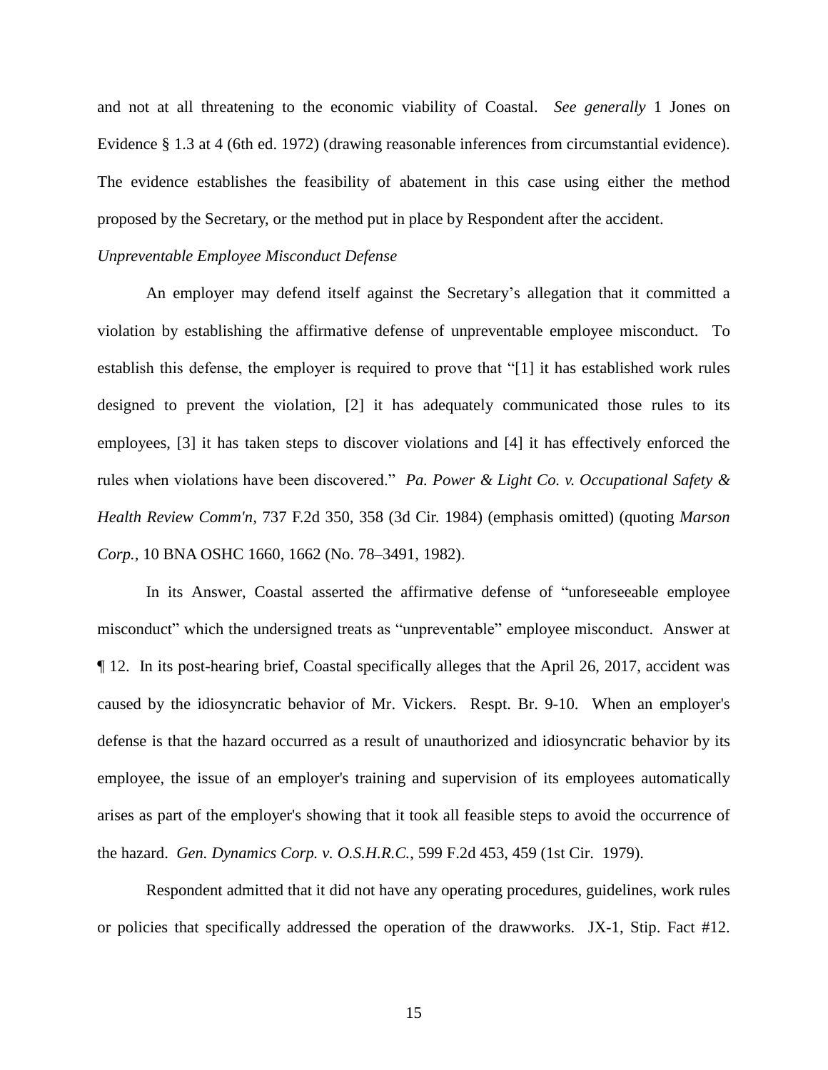and not at all threatening to the economic viability of Coastal. *See generally* 1 Jones on Evidence § 1.3 at 4 (6th ed. 1972) (drawing reasonable inferences from circumstantial evidence). The evidence establishes the feasibility of abatement in this case using either the method proposed by the Secretary, or the method put in place by Respondent after the accident.

*Unpreventable Employee Misconduct Defense*

An employer may defend itself against the Secretary's allegation that it committed a violation by establishing the affirmative defense of unpreventable employee misconduct. To establish this defense, the employer is required to prove that "[1] it has established work rules designed to prevent the violation, [2] it has adequately communicated those rules to its employees, [3] it has taken steps to discover violations and [4] it has effectively enforced the rules when violations have been discovered." *Pa. Power & Light Co. v. Occupational Safety & Health Review Comm'n*, 737 F.2d 350, 358 (3d Cir. 1984) (emphasis omitted) (quoting *Marson Corp.*, 10 BNA OSHC 1660, 1662 (No. 78–3491, 1982).

In its Answer, Coastal asserted the affirmative defense of "unforeseeable employee misconduct" which the undersigned treats as "unpreventable" employee misconduct. Answer at ¶ 12. In its post-hearing brief, Coastal specifically alleges that the April 26, 2017, accident was caused by the idiosyncratic behavior of Mr. Vickers. Respt. Br. 9-10. When an employer's defense is that the hazard occurred as a result of unauthorized and idiosyncratic behavior by its employee, the issue of an employer's training and supervision of its employees automatically arises as part of the employer's showing that it took all feasible steps to avoid the occurrence of the hazard. *Gen. Dynamics Corp. v. O.S.H.R.C.*, 599 F.2d 453, 459 (1st Cir. 1979).

Respondent admitted that it did not have any operating procedures, guidelines, work rules or policies that specifically addressed the operation of the drawworks. JX-1, Stip. Fact #12.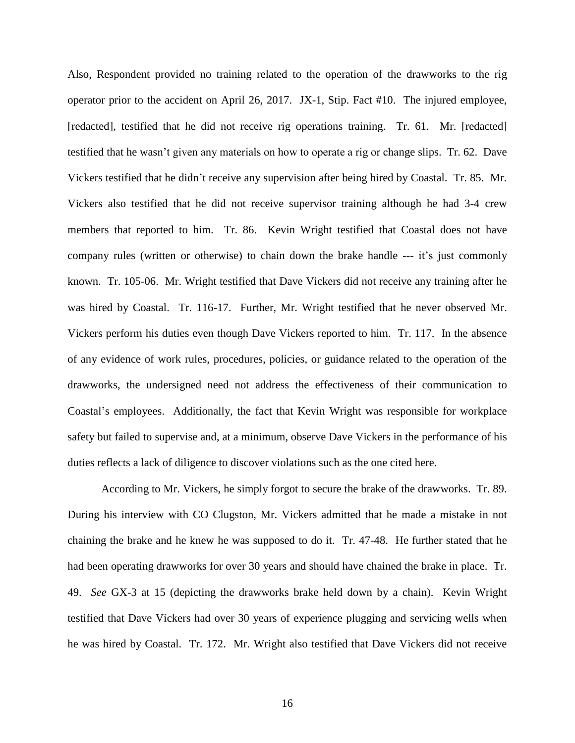Also, Respondent provided no training related to the operation of the drawworks to the rig operator prior to the accident on April 26, 2017. JX-1, Stip. Fact #10. The injured employee, [redacted], testified that he did not receive rig operations training. Tr. 61. Mr. [redacted] testified that he wasn't given any materials on how to operate a rig or change slips. Tr. 62. Dave Vickers testified that he didn't receive any supervision after being hired by Coastal. Tr. 85. Mr. Vickers also testified that he did not receive supervisor training although he had 3-4 crew members that reported to him. Tr. 86. Kevin Wright testified that Coastal does not have company rules (written or otherwise) to chain down the brake handle --- it's just commonly known. Tr. 105-06. Mr. Wright testified that Dave Vickers did not receive any training after he was hired by Coastal. Tr. 116-17. Further, Mr. Wright testified that he never observed Mr. Vickers perform his duties even though Dave Vickers reported to him. Tr. 117. In the absence of any evidence of work rules, procedures, policies, or guidance related to the operation of the drawworks, the undersigned need not address the effectiveness of their communication to Coastal's employees. Additionally, the fact that Kevin Wright was responsible for workplace safety but failed to supervise and, at a minimum, observe Dave Vickers in the performance of his duties reflects a lack of diligence to discover violations such as the one cited here.

According to Mr. Vickers, he simply forgot to secure the brake of the drawworks. Tr. 89. During his interview with CO Clugston, Mr. Vickers admitted that he made a mistake in not chaining the brake and he knew he was supposed to do it. Tr. 47-48. He further stated that he had been operating drawworks for over 30 years and should have chained the brake in place. Tr. 49. *See* GX-3 at 15 (depicting the drawworks brake held down by a chain). Kevin Wright testified that Dave Vickers had over 30 years of experience plugging and servicing wells when he was hired by Coastal. Tr. 172. Mr. Wright also testified that Dave Vickers did not receive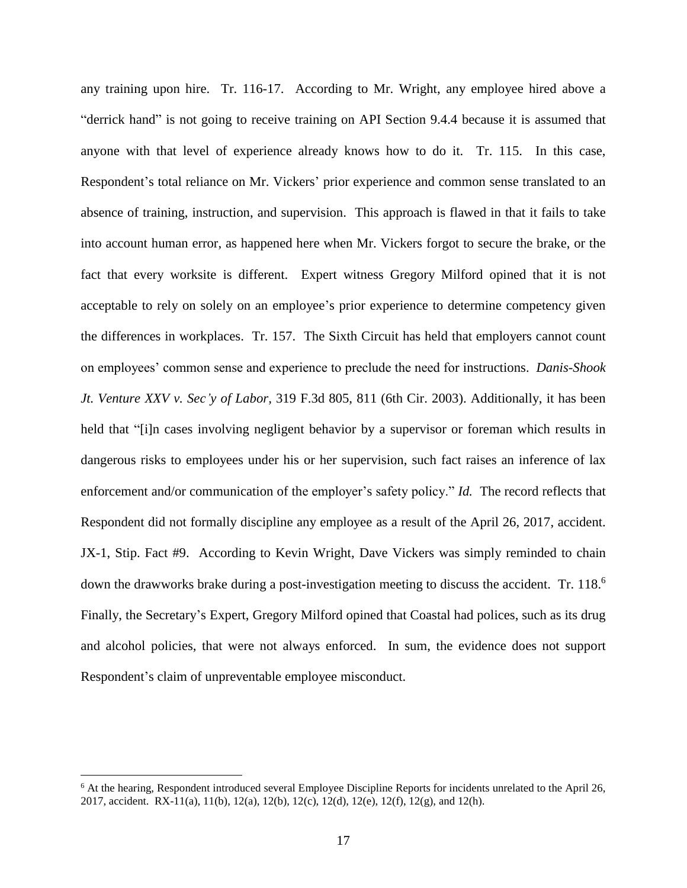any training upon hire. Tr. 116-17. According to Mr. Wright, any employee hired above a "derrick hand" is not going to receive training on API Section 9.4.4 because it is assumed that anyone with that level of experience already knows how to do it. Tr. 115. In this case, Respondent's total reliance on Mr. Vickers' prior experience and common sense translated to an absence of training, instruction, and supervision. This approach is flawed in that it fails to take into account human error, as happened here when Mr. Vickers forgot to secure the brake, or the fact that every worksite is different. Expert witness Gregory Milford opined that it is not acceptable to rely on solely on an employee's prior experience to determine competency given the differences in workplaces. Tr. 157. The Sixth Circuit has held that employers cannot count on employees' common sense and experience to preclude the need for instructions. *Danis-Shook Jt. Venture XXV v. Sec'y of Labor*, 319 F.3d 805, 811 (6th Cir. 2003). Additionally, it has been held that "[i]n cases involving negligent behavior by a supervisor or foreman which results in dangerous risks to employees under his or her supervision, such fact raises an inference of lax enforcement and/or communication of the employer's safety policy." *Id.* The record reflects that Respondent did not formally discipline any employee as a result of the April 26, 2017, accident. JX-1, Stip. Fact #9. According to Kevin Wright, Dave Vickers was simply reminded to chain down the drawworks brake during a post-investigation meeting to discuss the accident. Tr. 118.[6] Finally, the Secretary's Expert, Gregory Milford opined that Coastal had polices, such as its drug and alcohol policies, that were not always enforced. In sum, the evidence does not support Respondent's claim of unpreventable employee misconduct.

[6] At the hearing, Respondent introduced several Employee Discipline Reports for incidents unrelated to the April 26, 2017, accident. RX-11(a), 11(b), 12(a), 12(b), 12(c), 12(d), 12(e), 12(f), 12(g), and 12(h).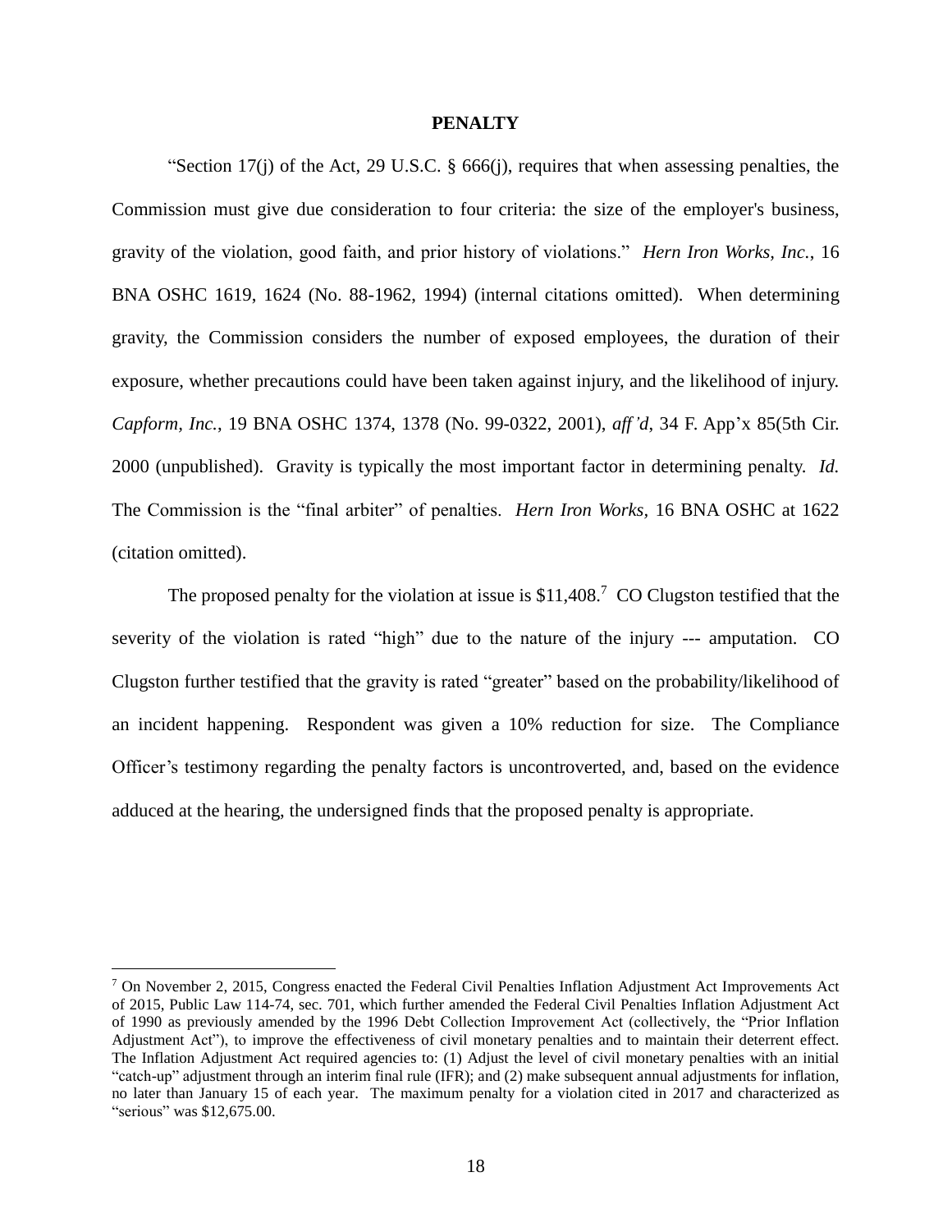## PENALTY

"Section 17(j) of the Act, 29 U.S.C. § 666(j), requires that when assessing penalties, the Commission must give due consideration to four criteria: the size of the employer's business, gravity of the violation, good faith, and prior history of violations." *Hern Iron Works, Inc.*, 16 BNA OSHC 1619, 1624 (No. 88-1962, 1994) (internal citations omitted). When determining gravity, the Commission considers the number of exposed employees, the duration of their exposure, whether precautions could have been taken against injury, and the likelihood of injury. *Capform, Inc.*, 19 BNA OSHC 1374, 1378 (No. 99-0322, 2001), *aff'd*, 34 F. App'x 85(5th Cir. 2000 (unpublished). Gravity is typically the most important factor in determining penalty. *Id.* The Commission is the "final arbiter" of penalties. *Hern Iron Works*, 16 BNA OSHC at 1622 (citation omitted).

The proposed penalty for the violation at issue is $11,408.[7] CO Clugston testified that the severity of the violation is rated "high" due to the nature of the injury --- amputation. CO Clugston further testified that the gravity is rated "greater" based on the probability/likelihood of an incident happening. Respondent was given a 10% reduction for size. The Compliance Officer's testimony regarding the penalty factors is uncontroverted, and, based on the evidence adduced at the hearing, the undersigned finds that the proposed penalty is appropriate.

---

[7] On November 2, 2015, Congress enacted the Federal Civil Penalties Inflation Adjustment Act Improvements Act of 2015, Public Law 114-74, sec. 701, which further amended the Federal Civil Penalties Inflation Adjustment Act of 1990 as previously amended by the 1996 Debt Collection Improvement Act (collectively, the "Prior Inflation Adjustment Act"), to improve the effectiveness of civil monetary penalties and to maintain their deterrent effect. The Inflation Adjustment Act required agencies to: (1) Adjust the level of civil monetary penalties with an initial "catch-up" adjustment through an interim final rule (IFR); and (2) make subsequent annual adjustments for inflation, no later than January 15 of each year. The maximum penalty for a violation cited in 2017 and characterized as "serious" was $12,675.00.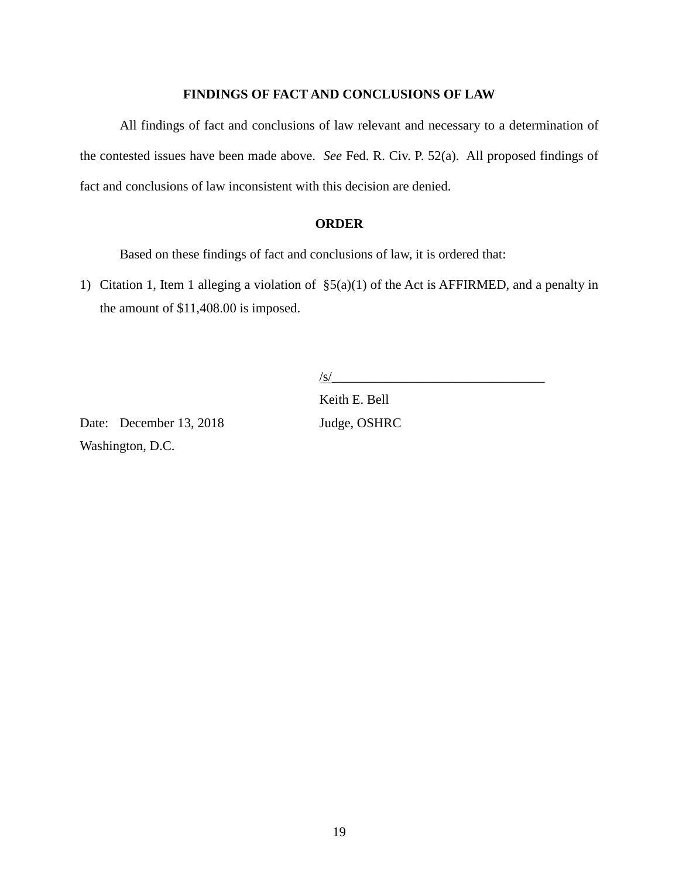## FINDINGS OF FACT AND CONCLUSIONS OF LAW

All findings of fact and conclusions of law relevant and necessary to a determination of the contested issues have been made above. *See* Fed. R. Civ. P. 52(a). All proposed findings of fact and conclusions of law inconsistent with this decision are denied.

## ORDER

Based on these findings of fact and conclusions of law, it is ordered that:

1) Citation 1, Item 1 alleging a violation of §5(a)(1) of the Act is AFFIRMED, and a penalty in the amount of $11,408.00 is imposed.

/s/_________________________________

Keith E. Bell

Judge, OSHRC

Date: December 13, 2018

Washington, D.C.